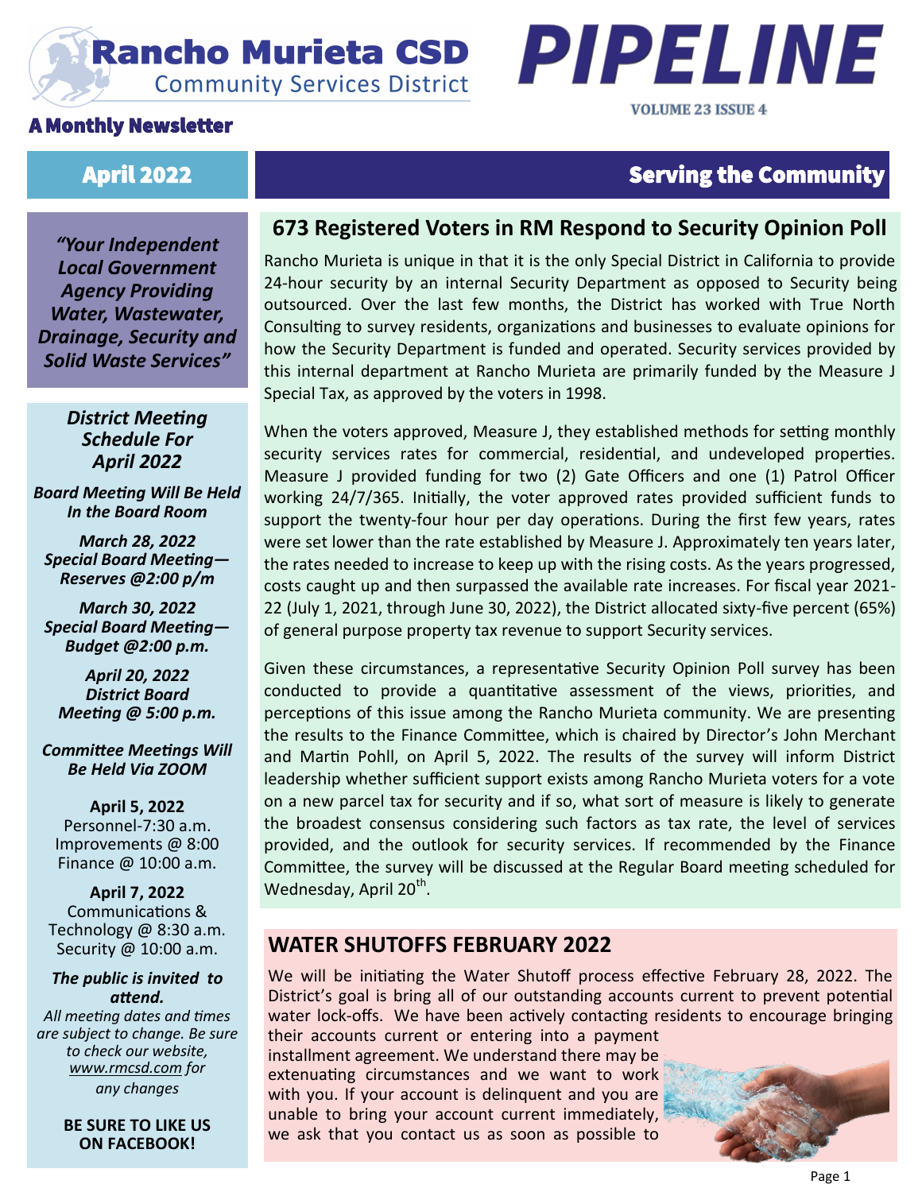# Rancho Murieta CSD

Community Services District

**A Monthly Newsletter**

# PIPELINE

VOLUME 23 ISSUE 4

**April 2022**

**Serving the Community**

*"Your Independent Local Government Agency Providing Water, Wastewater, Drainage, Security and Solid Waste Services"*

***District Meeting Schedule For April 2022***

***Board Meeting Will Be Held In the Board Room***

***March 28, 2022 Special Board Meeting—Reserves @2:00 p/m***

***March 30, 2022 Special Board Meeting—Budget @2:00 p.m.***

***April 20, 2022 District Board Meeting @ 5:00 p.m.***

***Committee Meetings Will Be Held Via ZOOM***

**April 5, 2022**
Personnel-7:30 a.m.
Improvements @ 8:00
Finance @ 10:00 a.m.

**April 7, 2022**
Communications & Technology @ 8:30 a.m.
Security @ 10:00 a.m.

***The public is invited to attend.***

*All meeting dates and times are subject to change. Be sure to check our website, www.rmcsd.com for any changes*

**BE SURE TO LIKE US ON FACEBOOK!**

## 673 Registered Voters in RM Respond to Security Opinion Poll

Rancho Murieta is unique in that it is the only Special District in California to provide 24-hour security by an internal Security Department as opposed to Security being outsourced. Over the last few months, the District has worked with True North Consulting to survey residents, organizations and businesses to evaluate opinions for how the Security Department is funded and operated. Security services provided by this internal department at Rancho Murieta are primarily funded by the Measure J Special Tax, as approved by the voters in 1998.

When the voters approved, Measure J, they established methods for setting monthly security services rates for commercial, residential, and undeveloped properties. Measure J provided funding for two (2) Gate Officers and one (1) Patrol Officer working 24/7/365. Initially, the voter approved rates provided sufficient funds to support the twenty-four hour per day operations. During the first few years, rates were set lower than the rate established by Measure J. Approximately ten years later, the rates needed to increase to keep up with the rising costs. As the years progressed, costs caught up and then surpassed the available rate increases. For fiscal year 2021-22 (July 1, 2021, through June 30, 2022), the District allocated sixty-five percent (65%) of general purpose property tax revenue to support Security services.

Given these circumstances, a representative Security Opinion Poll survey has been conducted to provide a quantitative assessment of the views, priorities, and perceptions of this issue among the Rancho Murieta community. We are presenting the results to the Finance Committee, which is chaired by Director's John Merchant and Martin Pohll, on April 5, 2022. The results of the survey will inform District leadership whether sufficient support exists among Rancho Murieta voters for a vote on a new parcel tax for security and if so, what sort of measure is likely to generate the broadest consensus considering such factors as tax rate, the level of services provided, and the outlook for security services. If recommended by the Finance Committee, the survey will be discussed at the Regular Board meeting scheduled for Wednesday, April 20th.

## WATER SHUTOFFS FEBRUARY 2022

We will be initiating the Water Shutoff process effective February 28, 2022. The District's goal is bring all of our outstanding accounts current to prevent potential water lock-offs. We have been actively contacting residents to encourage bringing their accounts current or entering into a payment installment agreement. We understand there may be extenuating circumstances and we want to work with you. If your account is delinquent and you are unable to bring your account current immediately, we ask that you contact us as soon as possible to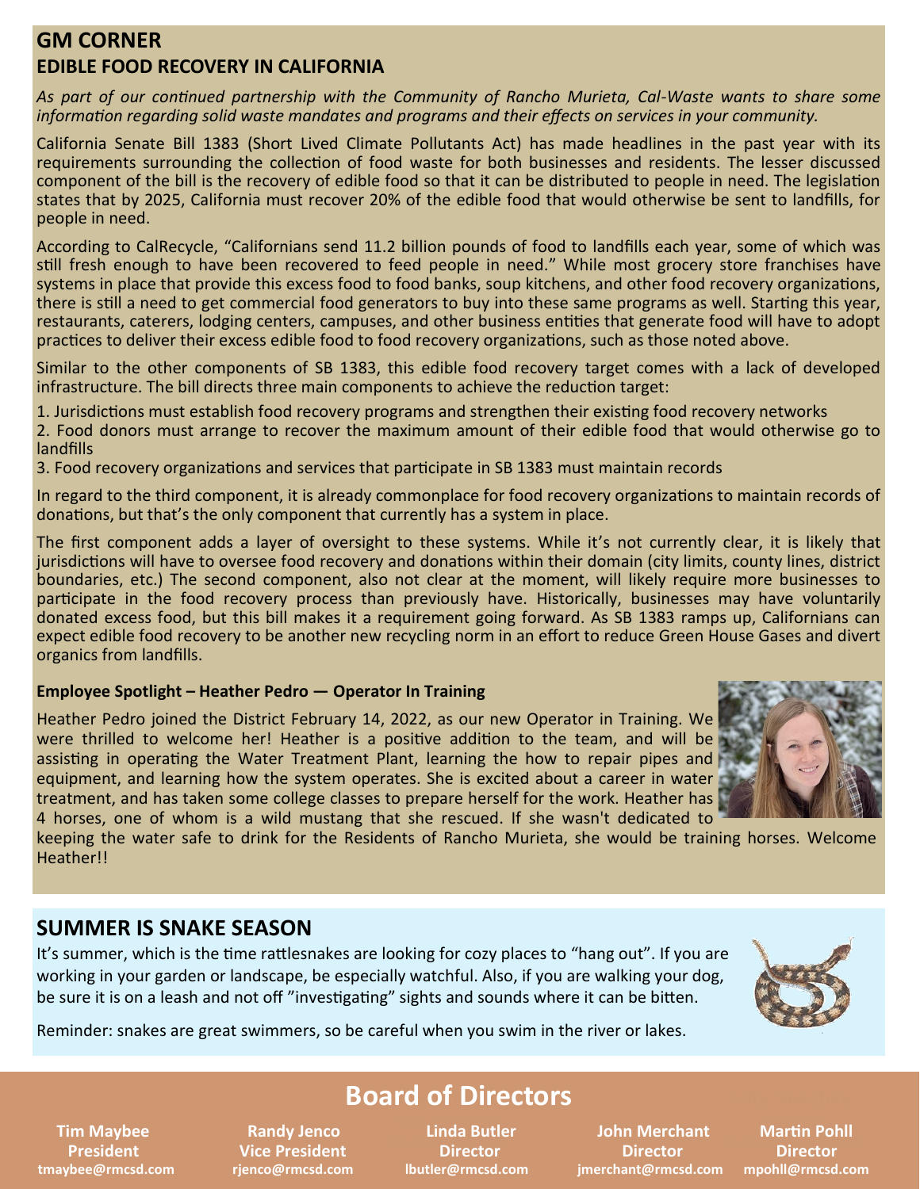## GM CORNER

### EDIBLE FOOD RECOVERY IN CALIFORNIA

*As part of our continued partnership with the Community of Rancho Murieta, Cal-Waste wants to share some information regarding solid waste mandates and programs and their effects on services in your community.*

California Senate Bill 1383 (Short Lived Climate Pollutants Act) has made headlines in the past year with its requirements surrounding the collection of food waste for both businesses and residents. The lesser discussed component of the bill is the recovery of edible food so that it can be distributed to people in need. The legislation states that by 2025, California must recover 20% of the edible food that would otherwise be sent to landfills, for people in need.

According to CalRecycle, "Californians send 11.2 billion pounds of food to landfills each year, some of which was still fresh enough to have been recovered to feed people in need." While most grocery store franchises have systems in place that provide this excess food to food banks, soup kitchens, and other food recovery organizations, there is still a need to get commercial food generators to buy into these same programs as well. Starting this year, restaurants, caterers, lodging centers, campuses, and other business entities that generate food will have to adopt practices to deliver their excess edible food to food recovery organizations, such as those noted above.

Similar to the other components of SB 1383, this edible food recovery target comes with a lack of developed infrastructure. The bill directs three main components to achieve the reduction target:

1. Jurisdictions must establish food recovery programs and strengthen their existing food recovery networks
2. Food donors must arrange to recover the maximum amount of their edible food that would otherwise go to landfills
3. Food recovery organizations and services that participate in SB 1383 must maintain records

In regard to the third component, it is already commonplace for food recovery organizations to maintain records of donations, but that's the only component that currently has a system in place.

The first component adds a layer of oversight to these systems. While it's not currently clear, it is likely that jurisdictions will have to oversee food recovery and donations within their domain (city limits, county lines, district boundaries, etc.) The second component, also not clear at the moment, will likely require more businesses to participate in the food recovery process than previously have. Historically, businesses may have voluntarily donated excess food, but this bill makes it a requirement going forward. As SB 1383 ramps up, Californians can expect edible food recovery to be another new recycling norm in an effort to reduce Green House Gases and divert organics from landfills.

**Employee Spotlight – Heather Pedro — Operator In Training**

Heather Pedro joined the District February 14, 2022, as our new Operator in Training. We were thrilled to welcome her! Heather is a positive addition to the team, and will be assisting in operating the Water Treatment Plant, learning the how to repair pipes and equipment, and learning how the system operates. She is excited about a career in water treatment, and has taken some college classes to prepare herself for the work. Heather has 4 horses, one of whom is a wild mustang that she rescued. If she wasn't dedicated to keeping the water safe to drink for the Residents of Rancho Murieta, she would be training horses. Welcome Heather!!

## SUMMER IS SNAKE SEASON

It's summer, which is the time rattlesnakes are looking for cozy places to "hang out". If you are working in your garden or landscape, be especially watchful. Also, if you are walking your dog, be sure it is on a leash and not off "investigating" sights and sounds where it can be bitten.

Reminder: snakes are great swimmers, so be careful when you swim in the river or lakes.

## Board of Directors

**Tim Maybee**
**President**
**tmaybee@rmcsd.com**

**Randy Jenco**
**Vice President**
**rjenco@rmcsd.com**

**Linda Butler**
**Director**
**lbutler@rmcsd.com**

**John Merchant**
**Director**
**jmerchant@rmcsd.com**

**Martin Pohll**
**Director**
**mpohll@rmcsd.com**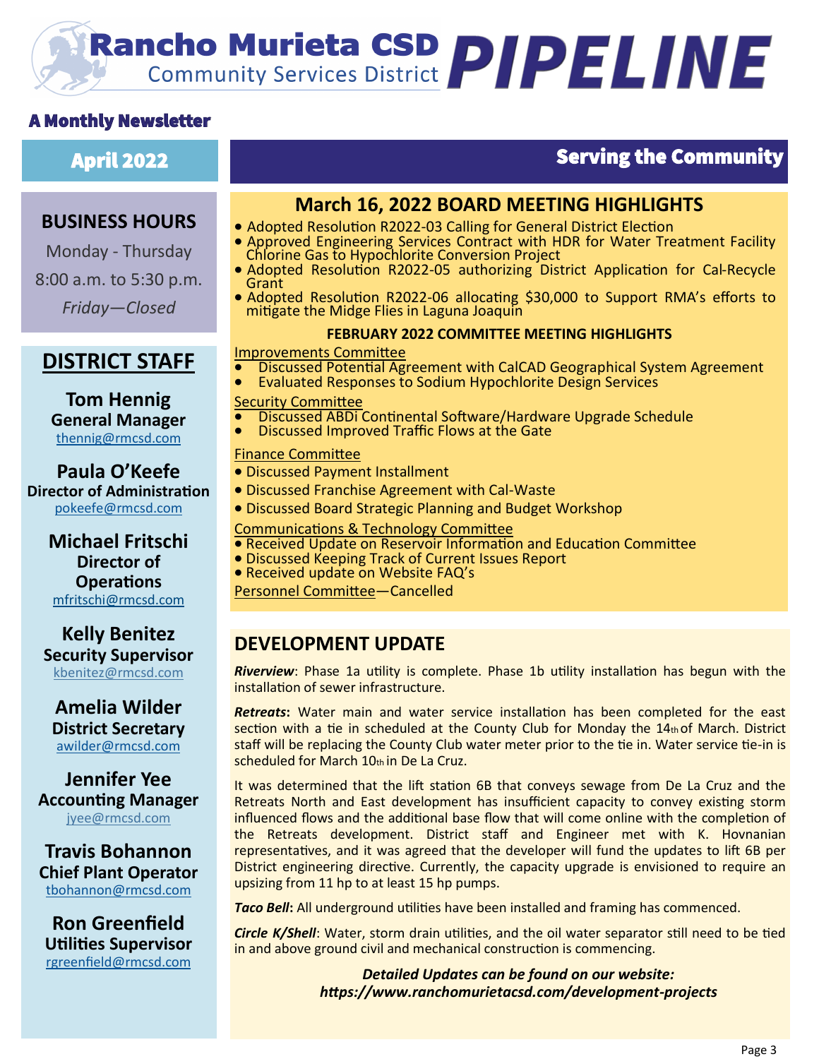# Rancho Murieta CSD PIPELINE

Community Services District

**A Monthly Newsletter**

**April 2022**

## Serving the Community

### BUSINESS HOURS

Monday - Thursday

8:00 a.m. to 5:30 p.m.

*Friday—Closed*

### DISTRICT STAFF

**Tom Hennig**
**General Manager**
thennig@rmcsd.com

**Paula O'Keefe**
**Director of Administration**
pokeefe@rmcsd.com

**Michael Fritschi**
**Director of Operations**
mfritschi@rmcsd.com

**Kelly Benitez**
**Security Supervisor**
kbenitez@rmcsd.com

**Amelia Wilder**
**District Secretary**
awilder@rmcsd.com

**Jennifer Yee**
**Accounting Manager**
jyee@rmcsd.com

**Travis Bohannon**
**Chief Plant Operator**
tbohannon@rmcsd.com

**Ron Greenfield**
**Utilities Supervisor**
rgreenfield@rmcsd.com

## March 16, 2022 BOARD MEETING HIGHLIGHTS

- Adopted Resolution R2022-03 Calling for General District Election
- Approved Engineering Services Contract with HDR for Water Treatment Facility Chlorine Gas to Hypochlorite Conversion Project
- Adopted Resolution R2022-05 authorizing District Application for Cal-Recycle Grant
- Adopted Resolution R2022-06 allocating $30,000 to Support RMA's efforts to mitigate the Midge Flies in Laguna Joaquin

### FEBRUARY 2022 COMMITTEE MEETING HIGHLIGHTS

Improvements Committee

- Discussed Potential Agreement with CalCAD Geographical System Agreement
- Evaluated Responses to Sodium Hypochlorite Design Services

Security Committee

- Discussed ABDi Continental Software/Hardware Upgrade Schedule
- Discussed Improved Traffic Flows at the Gate

Finance Committee

- Discussed Payment Installment
- Discussed Franchise Agreement with Cal-Waste
- Discussed Board Strategic Planning and Budget Workshop

Communications & Technology Committee

- Received Update on Reservoir Information and Education Committee
- Discussed Keeping Track of Current Issues Report
- Received update on Website FAQ's

Personnel Committee—Cancelled

## DEVELOPMENT UPDATE

***Riverview***: Phase 1a utility is complete. Phase 1b utility installation has begun with the installation of sewer infrastructure.

***Retreats*****:** Water main and water service installation has been completed for the east section with a tie in scheduled at the County Club for Monday the 14th of March. District staff will be replacing the County Club water meter prior to the tie in. Water service tie-in is scheduled for March 10th in De La Cruz.

It was determined that the lift station 6B that conveys sewage from De La Cruz and the Retreats North and East development has insufficient capacity to convey existing storm influenced flows and the additional base flow that will come online with the completion of the Retreats development. District staff and Engineer met with K. Hovnanian representatives, and it was agreed that the developer will fund the updates to lift 6B per District engineering directive. Currently, the capacity upgrade is envisioned to require an upsizing from 11 hp to at least 15 hp pumps.

***Taco Bell*****:** All underground utilities have been installed and framing has commenced.

***Circle K/Shell***: Water, storm drain utilities, and the oil water separator still need to be tied in and above ground civil and mechanical construction is commencing.

***Detailed Updates can be found on our website: https://www.ranchomurietacsd.com/development-projects***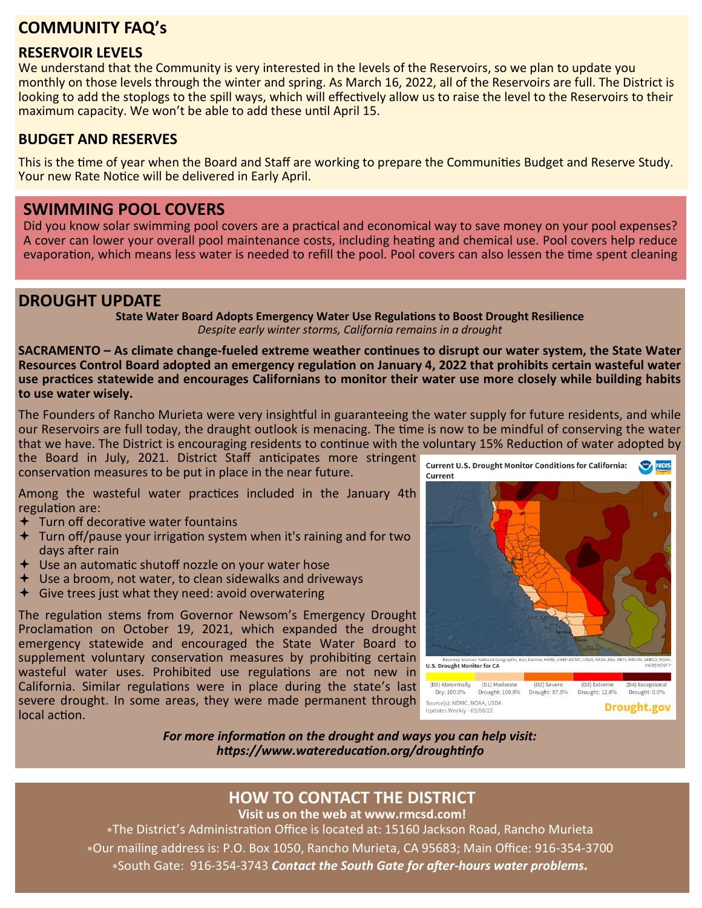# COMMUNITY FAQ's

## RESERVOIR LEVELS

We understand that the Community is very interested in the levels of the Reservoirs, so we plan to update you monthly on those levels through the winter and spring. As March 16, 2022, all of the Reservoirs are full. The District is looking to add the stoplogs to the spill ways, which will effectively allow us to raise the level to the Reservoirs to their maximum capacity. We won't be able to add these until April 15.

## BUDGET AND RESERVES

This is the time of year when the Board and Staff are working to prepare the Communities Budget and Reserve Study. Your new Rate Notice will be delivered in Early April.

# SWIMMING POOL COVERS

Did you know solar swimming pool covers are a practical and economical way to save money on your pool expenses? A cover can lower your overall pool maintenance costs, including heating and chemical use. Pool covers help reduce evaporation, which means less water is needed to refill the pool. Pool covers can also lessen the time spent cleaning

# DROUGHT UPDATE

**State Water Board Adopts Emergency Water Use Regulations to Boost Drought Resilience**

*Despite early winter storms, California remains in a drought*

**SACRAMENTO – As climate change-fueled extreme weather continues to disrupt our water system, the State Water Resources Control Board adopted an emergency regulation on January 4, 2022 that prohibits certain wasteful water use practices statewide and encourages Californians to monitor their water use more closely while building habits to use water wisely.**

The Founders of Rancho Murieta were very insightful in guaranteeing the water supply for future residents, and while our Reservoirs are full today, the draught outlook is menacing. The time is now to be mindful of conserving the water that we have. The District is encouraging residents to continue with the voluntary 15% Reduction of water adopted by the Board in July, 2021. District Staff anticipates more stringent conservation measures to be put in place in the near future.

Among the wasteful water practices included in the January 4th regulation are:

- Turn off decorative water fountains
- Turn off/pause your irrigation system when it's raining and for two days after rain
- Use an automatic shutoff nozzle on your water hose
- Use a broom, not water, to clean sidewalks and driveways
- Give trees just what they need: avoid overwatering

The regulation stems from Governor Newsom's Emergency Drought Proclamation on October 19, 2021, which expanded the drought emergency statewide and encouraged the State Water Board to supplement voluntary conservation measures by prohibiting certain wasteful water uses. Prohibited use regulations are not new in California. Similar regulations were in place during the state's last severe drought. In some areas, they were made permanent through local action.

Current U.S. Drought Monitor Conditions for California: Current

U.S. Drought Monitor for CA

(D0) Abnormally Dry: 100.0%
(D1) Moderate Drought: 100.0%
(D2) Severe Drought: 87.0%
(D3) Extreme Drought: 12.8%
(D4) Exceptional Drought: 0.0%

Source(s): NDMC, NOAA, USDA
Updates Weekly - 03/08/22
Drought.gov

***For more information on the drought and ways you can help visit: https://www.watereducation.org/droughtinfo***

# HOW TO CONTACT THE DISTRICT

**Visit us on the web at www.rmcsd.com!**

- The District's Administration Office is located at: 15160 Jackson Road, Rancho Murieta
- Our mailing address is: P.O. Box 1050, Rancho Murieta, CA 95683; Main Office: 916-354-3700
- South Gate: 916-354-3743 ***Contact the South Gate for after-hours water problems.***